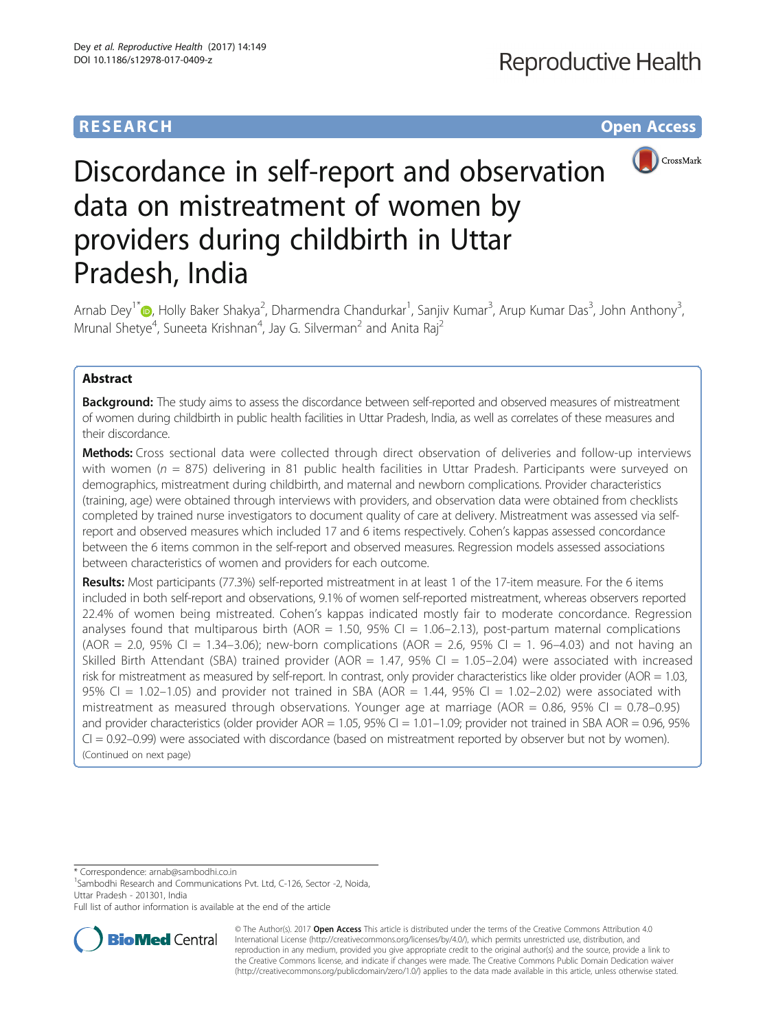RESEARCH Open Access

# Discordance in self-report and observation data on mistreatment of women by providers during childbirth in Uttar Pradesh, India

Arnab Dey[1*], Holly Baker Shakya[2], Dharmendra Chandurkar[1], Sanjiv Kumar[3], Arup Kumar Das[3], John Anthony[3], Mrunal Shetye[4], Suneeta Krishnan[4], Jay G. Silverman[2] and Anita Raj[2]

## Abstract

**Background:** The study aims to assess the discordance between self-reported and observed measures of mistreatment of women during childbirth in public health facilities in Uttar Pradesh, India, as well as correlates of these measures and their discordance.

**Methods:** Cross sectional data were collected through direct observation of deliveries and follow-up interviews with women ($n$ = 875) delivering in 81 public health facilities in Uttar Pradesh. Participants were surveyed on demographics, mistreatment during childbirth, and maternal and newborn complications. Provider characteristics (training, age) were obtained through interviews with providers, and observation data were obtained from checklists completed by trained nurse investigators to document quality of care at delivery. Mistreatment was assessed via self-report and observed measures which included 17 and 6 items respectively. Cohen's kappas assessed concordance between the 6 items common in the self-report and observed measures. Regression models assessed associations between characteristics of women and providers for each outcome.

**Results:** Most participants (77.3%) self-reported mistreatment in at least 1 of the 17-item measure. For the 6 items included in both self-report and observations, 9.1% of women self-reported mistreatment, whereas observers reported 22.4% of women being mistreated. Cohen's kappas indicated mostly fair to moderate concordance. Regression analyses found that multiparous birth (AOR = 1.50, 95% CI = 1.06–2.13), post-partum maternal complications (AOR = 2.0, 95% CI = 1.34–3.06); new-born complications (AOR = 2.6, 95% CI = 1. 96–4.03) and not having an Skilled Birth Attendant (SBA) trained provider (AOR = 1.47, 95% CI = 1.05–2.04) were associated with increased risk for mistreatment as measured by self-report. In contrast, only provider characteristics like older provider (AOR = 1.03, 95% CI = 1.02–1.05) and provider not trained in SBA (AOR = 1.44, 95% CI = 1.02–2.02) were associated with mistreatment as measured through observations. Younger age at marriage (AOR = 0.86, 95% CI = 0.78–0.95) and provider characteristics (older provider AOR = 1.05, 95% CI = 1.01–1.09; provider not trained in SBA AOR = 0.96, 95% CI = 0.92–0.99) were associated with discordance (based on mistreatment reported by observer but not by women).

(Continued on next page)

---

* Correspondence: arnab@sambodhi.co.in
[1]Sambodhi Research and Communications Pvt. Ltd, C-126, Sector -2, Noida, Uttar Pradesh - 201301, India
Full list of author information is available at the end of the article

© The Author(s). 2017 **Open Access** This article is distributed under the terms of the Creative Commons Attribution 4.0 International License (http://creativecommons.org/licenses/by/4.0/), which permits unrestricted use, distribution, and reproduction in any medium, provided you give appropriate credit to the original author(s) and the source, provide a link to the Creative Commons license, and indicate if changes were made. The Creative Commons Public Domain Dedication waiver (http://creativecommons.org/publicdomain/zero/1.0/) applies to the data made available in this article, unless otherwise stated.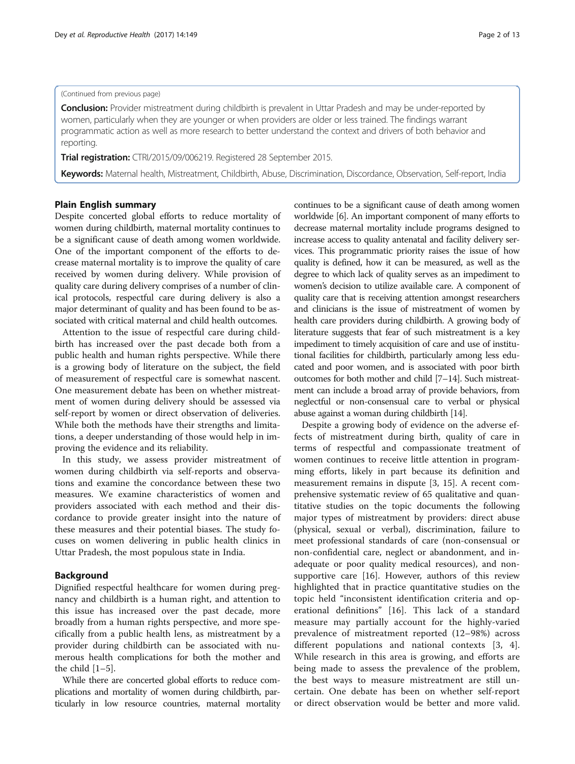(Continued from previous page)

**Conclusion:** Provider mistreatment during childbirth is prevalent in Uttar Pradesh and may be under-reported by women, particularly when they are younger or when providers are older or less trained. The findings warrant programmatic action as well as more research to better understand the context and drivers of both behavior and reporting.

**Trial registration:** CTRI/2015/09/006219. Registered 28 September 2015.

**Keywords:** Maternal health, Mistreatment, Childbirth, Abuse, Discrimination, Discordance, Observation, Self-report, India

## Plain English summary

Despite concerted global efforts to reduce mortality of women during childbirth, maternal mortality continues to be a significant cause of death among women worldwide. One of the important component of the efforts to decrease maternal mortality is to improve the quality of care received by women during delivery. While provision of quality care during delivery comprises of a number of clinical protocols, respectful care during delivery is also a major determinant of quality and has been found to be associated with critical maternal and child health outcomes.

Attention to the issue of respectful care during childbirth has increased over the past decade both from a public health and human rights perspective. While there is a growing body of literature on the subject, the field of measurement of respectful care is somewhat nascent. One measurement debate has been on whether mistreatment of women during delivery should be assessed via self-report by women or direct observation of deliveries. While both the methods have their strengths and limitations, a deeper understanding of those would help in improving the evidence and its reliability.

In this study, we assess provider mistreatment of women during childbirth via self-reports and observations and examine the concordance between these two measures. We examine characteristics of women and providers associated with each method and their discordance to provide greater insight into the nature of these measures and their potential biases. The study focuses on women delivering in public health clinics in Uttar Pradesh, the most populous state in India.

## Background

Dignified respectful healthcare for women during pregnancy and childbirth is a human right, and attention to this issue has increased over the past decade, more broadly from a human rights perspective, and more specifically from a public health lens, as mistreatment by a provider during childbirth can be associated with numerous health complications for both the mother and the child [1–5].

While there are concerted global efforts to reduce complications and mortality of women during childbirth, particularly in low resource countries, maternal mortality continues to be a significant cause of death among women worldwide [6]. An important component of many efforts to decrease maternal mortality include programs designed to increase access to quality antenatal and facility delivery services. This programmatic priority raises the issue of how quality is defined, how it can be measured, as well as the degree to which lack of quality serves as an impediment to women's decision to utilize available care. A component of quality care that is receiving attention amongst researchers and clinicians is the issue of mistreatment of women by health care providers during childbirth. A growing body of literature suggests that fear of such mistreatment is a key impediment to timely acquisition of care and use of institutional facilities for childbirth, particularly among less educated and poor women, and is associated with poor birth outcomes for both mother and child [7–14]. Such mistreatment can include a broad array of provide behaviors, from neglectful or non-consensual care to verbal or physical abuse against a woman during childbirth [14].

Despite a growing body of evidence on the adverse effects of mistreatment during birth, quality of care in terms of respectful and compassionate treatment of women continues to receive little attention in programming efforts, likely in part because its definition and measurement remains in dispute [3, 15]. A recent comprehensive systematic review of 65 qualitative and quantitative studies on the topic documents the following major types of mistreatment by providers: direct abuse (physical, sexual or verbal), discrimination, failure to meet professional standards of care (non-consensual or non-confidential care, neglect or abandonment, and inadequate or poor quality medical resources), and non-supportive care [16]. However, authors of this review highlighted that in practice quantitative studies on the topic held "inconsistent identification criteria and operational definitions" [16]. This lack of a standard measure may partially account for the highly-varied prevalence of mistreatment reported (12–98%) across different populations and national contexts [3, 4]. While research in this area is growing, and efforts are being made to assess the prevalence of the problem, the best ways to measure mistreatment are still uncertain. One debate has been on whether self-report or direct observation would be better and more valid.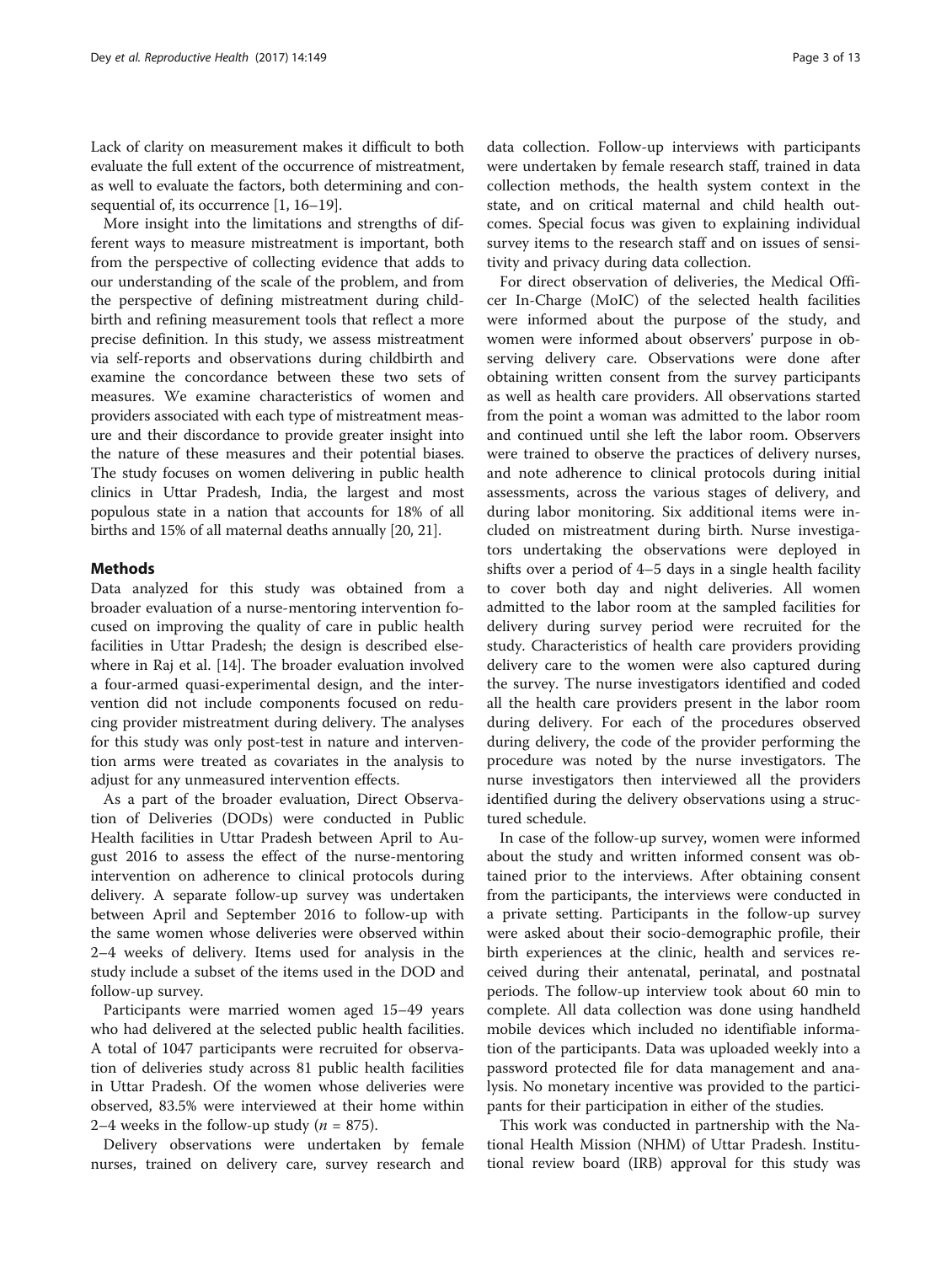Lack of clarity on measurement makes it difficult to both evaluate the full extent of the occurrence of mistreatment, as well to evaluate the factors, both determining and consequential of, its occurrence [1, 16–19].

More insight into the limitations and strengths of different ways to measure mistreatment is important, both from the perspective of collecting evidence that adds to our understanding of the scale of the problem, and from the perspective of defining mistreatment during childbirth and refining measurement tools that reflect a more precise definition. In this study, we assess mistreatment via self-reports and observations during childbirth and examine the concordance between these two sets of measures. We examine characteristics of women and providers associated with each type of mistreatment measure and their discordance to provide greater insight into the nature of these measures and their potential biases. The study focuses on women delivering in public health clinics in Uttar Pradesh, India, the largest and most populous state in a nation that accounts for 18% of all births and 15% of all maternal deaths annually [20, 21].

## Methods

Data analyzed for this study was obtained from a broader evaluation of a nurse-mentoring intervention focused on improving the quality of care in public health facilities in Uttar Pradesh; the design is described elsewhere in Raj et al. [14]. The broader evaluation involved a four-armed quasi-experimental design, and the intervention did not include components focused on reducing provider mistreatment during delivery. The analyses for this study was only post-test in nature and intervention arms were treated as covariates in the analysis to adjust for any unmeasured intervention effects.

As a part of the broader evaluation, Direct Observation of Deliveries (DODs) were conducted in Public Health facilities in Uttar Pradesh between April to August 2016 to assess the effect of the nurse-mentoring intervention on adherence to clinical protocols during delivery. A separate follow-up survey was undertaken between April and September 2016 to follow-up with the same women whose deliveries were observed within 2–4 weeks of delivery. Items used for analysis in the study include a subset of the items used in the DOD and follow-up survey.

Participants were married women aged 15–49 years who had delivered at the selected public health facilities. A total of 1047 participants were recruited for observation of deliveries study across 81 public health facilities in Uttar Pradesh. Of the women whose deliveries were observed, 83.5% were interviewed at their home within 2–4 weeks in the follow-up study ($n$ = 875).

Delivery observations were undertaken by female nurses, trained on delivery care, survey research and data collection. Follow-up interviews with participants were undertaken by female research staff, trained in data collection methods, the health system context in the state, and on critical maternal and child health outcomes. Special focus was given to explaining individual survey items to the research staff and on issues of sensitivity and privacy during data collection.

For direct observation of deliveries, the Medical Officer In-Charge (MoIC) of the selected health facilities were informed about the purpose of the study, and women were informed about observers' purpose in observing delivery care. Observations were done after obtaining written consent from the survey participants as well as health care providers. All observations started from the point a woman was admitted to the labor room and continued until she left the labor room. Observers were trained to observe the practices of delivery nurses, and note adherence to clinical protocols during initial assessments, across the various stages of delivery, and during labor monitoring. Six additional items were included on mistreatment during birth. Nurse investigators undertaking the observations were deployed in shifts over a period of 4–5 days in a single health facility to cover both day and night deliveries. All women admitted to the labor room at the sampled facilities for delivery during survey period were recruited for the study. Characteristics of health care providers providing delivery care to the women were also captured during the survey. The nurse investigators identified and coded all the health care providers present in the labor room during delivery. For each of the procedures observed during delivery, the code of the provider performing the procedure was noted by the nurse investigators. The nurse investigators then interviewed all the providers identified during the delivery observations using a structured schedule.

In case of the follow-up survey, women were informed about the study and written informed consent was obtained prior to the interviews. After obtaining consent from the participants, the interviews were conducted in a private setting. Participants in the follow-up survey were asked about their socio-demographic profile, their birth experiences at the clinic, health and services received during their antenatal, perinatal, and postnatal periods. The follow-up interview took about 60 min to complete. All data collection was done using handheld mobile devices which included no identifiable information of the participants. Data was uploaded weekly into a password protected file for data management and analysis. No monetary incentive was provided to the participants for their participation in either of the studies.

This work was conducted in partnership with the National Health Mission (NHM) of Uttar Pradesh. Institutional review board (IRB) approval for this study was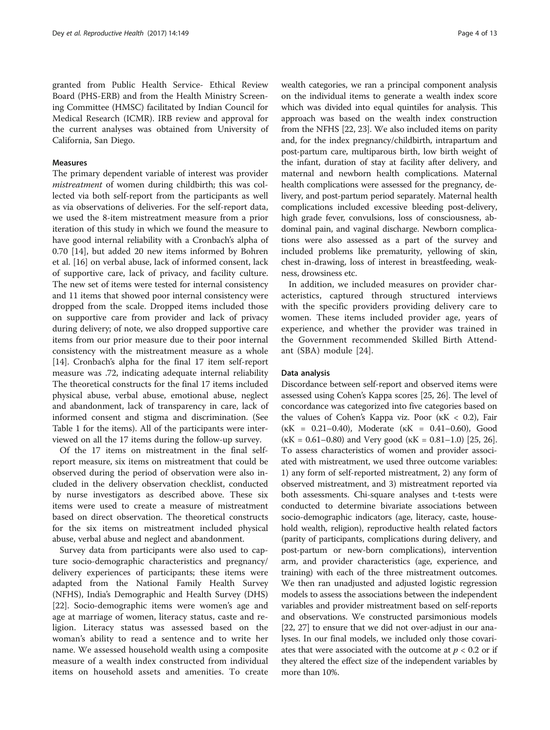granted from Public Health Service- Ethical Review Board (PHS-ERB) and from the Health Ministry Screening Committee (HMSC) facilitated by Indian Council for Medical Research (ICMR). IRB review and approval for the current analyses was obtained from University of California, San Diego.

### Measures

The primary dependent variable of interest was provider *mistreatment* of women during childbirth; this was collected via both self-report from the participants as well as via observations of deliveries. For the self-report data, we used the 8-item mistreatment measure from a prior iteration of this study in which we found the measure to have good internal reliability with a Cronbach's alpha of 0.70 [14], but added 20 new items informed by Bohren et al. [16] on verbal abuse, lack of informed consent, lack of supportive care, lack of privacy, and facility culture. The new set of items were tested for internal consistency and 11 items that showed poor internal consistency were dropped from the scale. Dropped items included those on supportive care from provider and lack of privacy during delivery; of note, we also dropped supportive care items from our prior measure due to their poor internal consistency with the mistreatment measure as a whole [14]. Cronbach's alpha for the final 17 item self-report measure was .72, indicating adequate internal reliability The theoretical constructs for the final 17 items included physical abuse, verbal abuse, emotional abuse, neglect and abandonment, lack of transparency in care, lack of informed consent and stigma and discrimination. (See Table 1 for the items). All of the participants were interviewed on all the 17 items during the follow-up survey.

Of the 17 items on mistreatment in the final self-report measure, six items on mistreatment that could be observed during the period of observation were also included in the delivery observation checklist, conducted by nurse investigators as described above. These six items were used to create a measure of mistreatment based on direct observation. The theoretical constructs for the six items on mistreatment included physical abuse, verbal abuse and neglect and abandonment.

Survey data from participants were also used to capture socio-demographic characteristics and pregnancy/delivery experiences of participants; these items were adapted from the National Family Health Survey (NFHS), India's Demographic and Health Survey (DHS) [22]. Socio-demographic items were women's age and age at marriage of women, literacy status, caste and religion. Literacy status was assessed based on the woman's ability to read a sentence and to write her name. We assessed household wealth using a composite measure of a wealth index constructed from individual items on household assets and amenities. To create wealth categories, we ran a principal component analysis on the individual items to generate a wealth index score which was divided into equal quintiles for analysis. This approach was based on the wealth index construction from the NFHS [22, 23]. We also included items on parity and, for the index pregnancy/childbirth, intrapartum and post-partum care, multiparous birth, low birth weight of the infant, duration of stay at facility after delivery, and maternal and newborn health complications. Maternal health complications were assessed for the pregnancy, delivery, and post-partum period separately. Maternal health complications included excessive bleeding post-delivery, high grade fever, convulsions, loss of consciousness, abdominal pain, and vaginal discharge. Newborn complications were also assessed as a part of the survey and included problems like prematurity, yellowing of skin, chest in-drawing, loss of interest in breastfeeding, weakness, drowsiness etc.

In addition, we included measures on provider characteristics, captured through structured interviews with the specific providers providing delivery care to women. These items included provider age, years of experience, and whether the provider was trained in the Government recommended Skilled Birth Attendant (SBA) module [24].

### Data analysis

Discordance between self-report and observed items were assessed using Cohen's Kappa scores [25, 26]. The level of concordance was categorized into five categories based on the values of Cohen's Kappa viz. Poor ($\kappa K < 0.2$), Fair ($\kappa K = 0.21–0.40$), Moderate ($\kappa K = 0.41–0.60$), Good ($\kappa K = 0.61–0.80$) and Very good ($\kappa K = 0.81–1.0$) [25, 26]. To assess characteristics of women and provider associated with mistreatment, we used three outcome variables: 1) any form of self-reported mistreatment, 2) any form of observed mistreatment, and 3) mistreatment reported via both assessments. Chi-square analyses and t-tests were conducted to determine bivariate associations between socio-demographic indicators (age, literacy, caste, household wealth, religion), reproductive health related factors (parity of participants, complications during delivery, and post-partum or new-born complications), intervention arm, and provider characteristics (age, experience, and training) with each of the three mistreatment outcomes. We then ran unadjusted and adjusted logistic regression models to assess the associations between the independent variables and provider mistreatment based on self-reports and observations. We constructed parsimonious models [22, 27] to ensure that we did not over-adjust in our analyses. In our final models, we included only those covariates that were associated with the outcome at $p < 0.2$ or if they altered the effect size of the independent variables by more than 10%.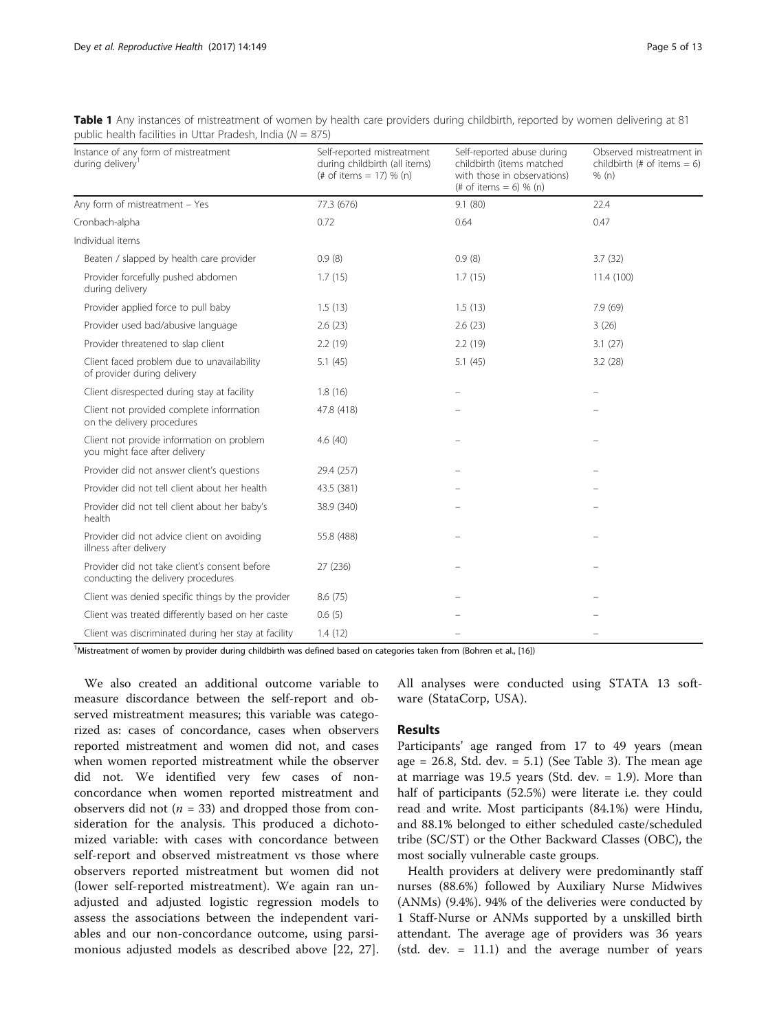**Table 1** Any instances of mistreatment of women by health care providers during childbirth, reported by women delivering at 81 public health facilities in Uttar Pradesh, India ($N = 875$)

| Instance of any form of mistreatment during delivery[1] | Self-reported mistreatment during childbirth (all items) (# of items = 17) % (n) | Self-reported abuse during childbirth (items matched with those in observations) (# of items = 6) % (n) | Observed mistreatment in childbirth (# of items = 6) % (n) |
|---|---|---|---|
| Any form of mistreatment – Yes | 77.3 (676) | 9.1 (80) | 22.4 |
| Cronbach-alpha | 0.72 | 0.64 | 0.47 |
| Individual items | | | |
| Beaten / slapped by health care provider | 0.9 (8) | 0.9 (8) | 3.7 (32) |
| Provider forcefully pushed abdomen during delivery | 1.7 (15) | 1.7 (15) | 11.4 (100) |
| Provider applied force to pull baby | 1.5 (13) | 1.5 (13) | 7.9 (69) |
| Provider used bad/abusive language | 2.6 (23) | 2.6 (23) | 3 (26) |
| Provider threatened to slap client | 2.2 (19) | 2.2 (19) | 3.1 (27) |
| Client faced problem due to unavailability of provider during delivery | 5.1 (45) | 5.1 (45) | 3.2 (28) |
| Client disrespected during stay at facility | 1.8 (16) | – | – |
| Client not provided complete information on the delivery procedures | 47.8 (418) | – | – |
| Client not provide information on problem you might face after delivery | 4.6 (40) | – | – |
| Provider did not answer client's questions | 29.4 (257) | – | – |
| Provider did not tell client about her health | 43.5 (381) | – | – |
| Provider did not tell client about her baby's health | 38.9 (340) | – | – |
| Provider did not advice client on avoiding illness after delivery | 55.8 (488) | – | – |
| Provider did not take client's consent before conducting the delivery procedures | 27 (236) | – | – |
| Client was denied specific things by the provider | 8.6 (75) | – | – |
| Client was treated differently based on her caste | 0.6 (5) | – | – |
| Client was discriminated during her stay at facility | 1.4 (12) | – | – |

[1]Mistreatment of women by provider during childbirth was defined based on categories taken from (Bohren et al., [16])

We also created an additional outcome variable to measure discordance between the self-report and observed mistreatment measures; this variable was categorized as: cases of concordance, cases when observers reported mistreatment and women did not, and cases when women reported mistreatment while the observer did not. We identified very few cases of non-concordance when women reported mistreatment and observers did not ($n = 33$) and dropped those from consideration for the analysis. This produced a dichotomized variable: with cases with concordance between self-report and observed mistreatment vs those where observers reported mistreatment but women did not (lower self-reported mistreatment). We again ran unadjusted and adjusted logistic regression models to assess the associations between the independent variables and our non-concordance outcome, using parsimonious adjusted models as described above [22, 27]. All analyses were conducted using STATA 13 software (StataCorp, USA).

## Results

Participants' age ranged from 17 to 49 years (mean age = 26.8, Std. dev. = 5.1) (See Table 3). The mean age at marriage was 19.5 years (Std. dev. = 1.9). More than half of participants (52.5%) were literate i.e. they could read and write. Most participants (84.1%) were Hindu, and 88.1% belonged to either scheduled caste/scheduled tribe (SC/ST) or the Other Backward Classes (OBC), the most socially vulnerable caste groups.

Health providers at delivery were predominantly staff nurses (88.6%) followed by Auxiliary Nurse Midwives (ANMs) (9.4%). 94% of the deliveries were conducted by 1 Staff-Nurse or ANMs supported by a unskilled birth attendant. The average age of providers was 36 years (std. dev. = 11.1) and the average number of years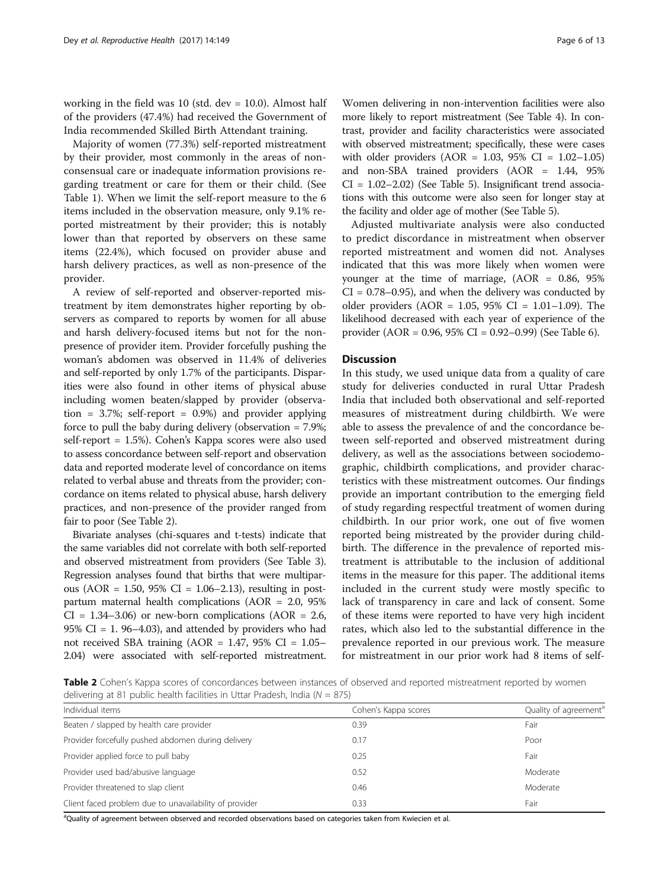working in the field was 10 (std. dev = 10.0). Almost half of the providers (47.4%) had received the Government of India recommended Skilled Birth Attendant training.

Majority of women (77.3%) self-reported mistreatment by their provider, most commonly in the areas of non-consensual care or inadequate information provisions regarding treatment or care for them or their child. (See Table 1). When we limit the self-report measure to the 6 items included in the observation measure, only 9.1% reported mistreatment by their provider; this is notably lower than that reported by observers on these same items (22.4%), which focused on provider abuse and harsh delivery practices, as well as non-presence of the provider.

A review of self-reported and observer-reported mistreatment by item demonstrates higher reporting by observers as compared to reports by women for all abuse and harsh delivery-focused items but not for the non-presence of provider item. Provider forcefully pushing the woman's abdomen was observed in 11.4% of deliveries and self-reported by only 1.7% of the participants. Disparities were also found in other items of physical abuse including women beaten/slapped by provider (observation = 3.7%; self-report = 0.9%) and provider applying force to pull the baby during delivery (observation = 7.9%; self-report = 1.5%). Cohen's Kappa scores were also used to assess concordance between self-report and observation data and reported moderate level of concordance on items related to verbal abuse and threats from the provider; concordance on items related to physical abuse, harsh delivery practices, and non-presence of the provider ranged from fair to poor (See Table 2).

Bivariate analyses (chi-squares and t-tests) indicate that the same variables did not correlate with both self-reported and observed mistreatment from providers (See Table 3). Regression analyses found that births that were multiparous (AOR = 1.50, 95% CI = 1.06–2.13), resulting in post-partum maternal health complications (AOR = 2.0, 95% CI = 1.34–3.06) or new-born complications (AOR = 2.6, 95% CI = 1. 96–4.03), and attended by providers who had not received SBA training (AOR = 1.47, 95% CI = 1.05–2.04) were associated with self-reported mistreatment. Women delivering in non-intervention facilities were also more likely to report mistreatment (See Table 4). In contrast, provider and facility characteristics were associated with observed mistreatment; specifically, these were cases with older providers (AOR = 1.03, 95% CI = 1.02–1.05) and non-SBA trained providers (AOR = 1.44, 95% CI = 1.02–2.02) (See Table 5). Insignificant trend associations with this outcome were also seen for longer stay at the facility and older age of mother (See Table 5).

Adjusted multivariate analysis were also conducted to predict discordance in mistreatment when observer reported mistreatment and women did not. Analyses indicated that this was more likely when women were younger at the time of marriage, (AOR = 0.86, 95% CI = 0.78–0.95), and when the delivery was conducted by older providers (AOR = 1.05, 95% CI = 1.01–1.09). The likelihood decreased with each year of experience of the provider (AOR = 0.96, 95% CI = 0.92–0.99) (See Table 6).

## Discussion

In this study, we used unique data from a quality of care study for deliveries conducted in rural Uttar Pradesh India that included both observational and self-reported measures of mistreatment during childbirth. We were able to assess the prevalence of and the concordance between self-reported and observed mistreatment during delivery, as well as the associations between sociodemographic, childbirth complications, and provider characteristics with these mistreatment outcomes. Our findings provide an important contribution to the emerging field of study regarding respectful treatment of women during childbirth. In our prior work, one out of five women reported being mistreated by the provider during childbirth. The difference in the prevalence of reported mistreatment is attributable to the inclusion of additional items in the measure for this paper. The additional items included in the current study were mostly specific to lack of transparency in care and lack of consent. Some of these items were reported to have very high incident rates, which also led to the substantial difference in the prevalence reported in our previous work. The measure for mistreatment in our prior work had 8 items of self-

**Table 2** Cohen's Kappa scores of concordances between instances of observed and reported mistreatment reported by women delivering at 81 public health facilities in Uttar Pradesh, India (N = 875)

| Individual items | Cohen's Kappa scores | Quality of agreement[a] |
|---|---|---|
| Beaten / slapped by health care provider | 0.39 | Fair |
| Provider forcefully pushed abdomen during delivery | 0.17 | Poor |
| Provider applied force to pull baby | 0.25 | Fair |
| Provider used bad/abusive language | 0.52 | Moderate |
| Provider threatened to slap client | 0.46 | Moderate |
| Client faced problem due to unavailability of provider | 0.33 | Fair |

[a]Quality of agreement between observed and recorded observations based on categories taken from Kwiecien et al.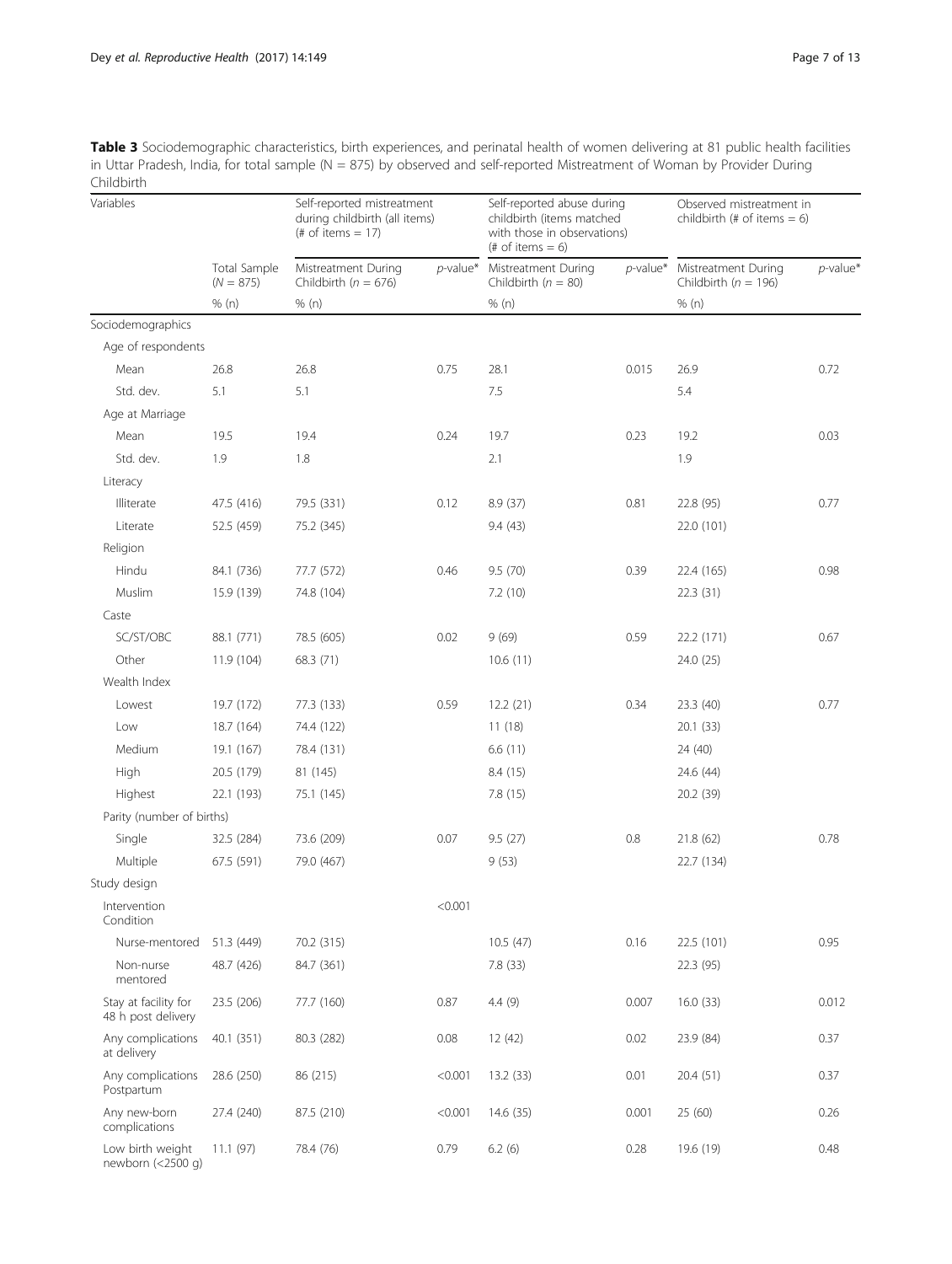**Table 3** Sociodemographic characteristics, birth experiences, and perinatal health of women delivering at 81 public health facilities in Uttar Pradesh, India, for total sample (N = 875) by observed and self-reported Mistreatment of Woman by Provider During Childbirth

| Variables | | Self-reported mistreatment during childbirth (all items) (# of items = 17) | | Self-reported abuse during childbirth (items matched with those in observations) (# of items = 6) | | Observed mistreatment in childbirth (# of items = 6) | |
|---|---|---|---|---|---|---|---|
| | Total Sample (*N* = 875) | Mistreatment During Childbirth (*n* = 676) | *p*-value* | Mistreatment During Childbirth (*n* = 80) | *p*-value* | Mistreatment During Childbirth (*n* = 196) | *p*-value* |
| | % (n) | % (n) | | % (n) | | % (n) | |
| Sociodemographics | | | | | | | |
| Age of respondents | | | | | | | |
| Mean | 26.8 | 26.8 | 0.75 | 28.1 | 0.015 | 26.9 | 0.72 |
| Std. dev. | 5.1 | 5.1 | | 7.5 | | 5.4 | |
| Age at Marriage | | | | | | | |
| Mean | 19.5 | 19.4 | 0.24 | 19.7 | 0.23 | 19.2 | 0.03 |
| Std. dev. | 1.9 | 1.8 | | 2.1 | | 1.9 | |
| Literacy | | | | | | | |
| Illiterate | 47.5 (416) | 79.5 (331) | 0.12 | 8.9 (37) | 0.81 | 22.8 (95) | 0.77 |
| Literate | 52.5 (459) | 75.2 (345) | | 9.4 (43) | | 22.0 (101) | |
| Religion | | | | | | | |
| Hindu | 84.1 (736) | 77.7 (572) | 0.46 | 9.5 (70) | 0.39 | 22.4 (165) | 0.98 |
| Muslim | 15.9 (139) | 74.8 (104) | | 7.2 (10) | | 22.3 (31) | |
| Caste | | | | | | | |
| SC/ST/OBC | 88.1 (771) | 78.5 (605) | 0.02 | 9 (69) | 0.59 | 22.2 (171) | 0.67 |
| Other | 11.9 (104) | 68.3 (71) | | 10.6 (11) | | 24.0 (25) | |
| Wealth Index | | | | | | | |
| Lowest | 19.7 (172) | 77.3 (133) | 0.59 | 12.2 (21) | 0.34 | 23.3 (40) | 0.77 |
| Low | 18.7 (164) | 74.4 (122) | | 11 (18) | | 20.1 (33) | |
| Medium | 19.1 (167) | 78.4 (131) | | 6.6 (11) | | 24 (40) | |
| High | 20.5 (179) | 81 (145) | | 8.4 (15) | | 24.6 (44) | |
| Highest | 22.1 (193) | 75.1 (145) | | 7.8 (15) | | 20.2 (39) | |
| Parity (number of births) | | | | | | | |
| Single | 32.5 (284) | 73.6 (209) | 0.07 | 9.5 (27) | 0.8 | 21.8 (62) | 0.78 |
| Multiple | 67.5 (591) | 79.0 (467) | | 9 (53) | | 22.7 (134) | |
| Study design | | | | | | | |
| Intervention Condition | | | <0.001 | | | | |
| Nurse-mentored | 51.3 (449) | 70.2 (315) | | 10.5 (47) | 0.16 | 22.5 (101) | 0.95 |
| Non-nurse mentored | 48.7 (426) | 84.7 (361) | | 7.8 (33) | | 22.3 (95) | |
| Stay at facility for 48 h post delivery | 23.5 (206) | 77.7 (160) | 0.87 | 4.4 (9) | 0.007 | 16.0 (33) | 0.012 |
| Any complications at delivery | 40.1 (351) | 80.3 (282) | 0.08 | 12 (42) | 0.02 | 23.9 (84) | 0.37 |
| Any complications Postpartum | 28.6 (250) | 86 (215) | <0.001 | 13.2 (33) | 0.01 | 20.4 (51) | 0.37 |
| Any new-born complications | 27.4 (240) | 87.5 (210) | <0.001 | 14.6 (35) | 0.001 | 25 (60) | 0.26 |
| Low birth weight newborn (<2500 g) | 11.1 (97) | 78.4 (76) | 0.79 | 6.2 (6) | 0.28 | 19.6 (19) | 0.48 |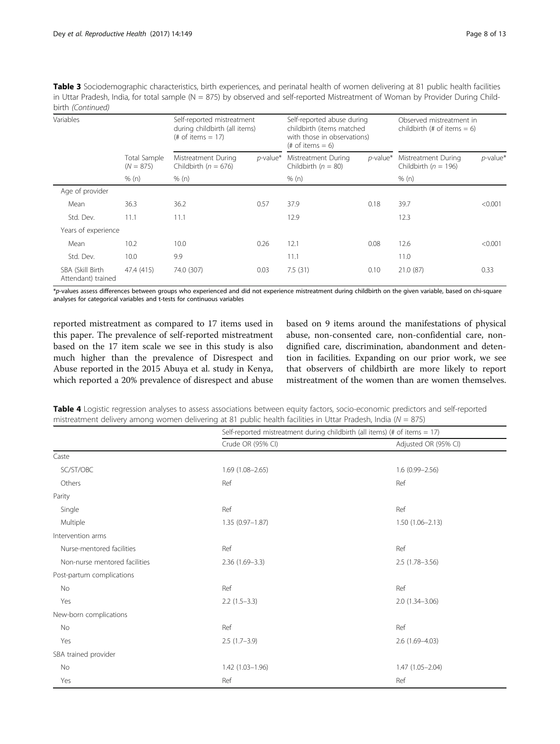**Table 3** Sociodemographic characteristics, birth experiences, and perinatal health of women delivering at 81 public health facilities in Uttar Pradesh, India, for total sample (N = 875) by observed and self-reported Mistreatment of Woman by Provider During Childbirth *(Continued)*

| Variables | | Self-reported mistreatment during childbirth (all items) (# of items = 17) | | Self-reported abuse during childbirth (items matched with those in observations) (# of items = 6) | | Observed mistreatment in childbirth (# of items = 6) | |
|---|---|---|---|---|---|---|---|
| | Total Sample (*N* = 875) | Mistreatment During Childbirth (*n* = 676) | *p*-value* | Mistreatment During Childbirth (*n* = 80) | *p*-value* | Mistreatment During Childbirth (*n* = 196) | *p*-value* |
| | % (n) | % (n) | | % (n) | | % (n) | |
| Age of provider | | | | | | | |
| Mean | 36.3 | 36.2 | 0.57 | 37.9 | 0.18 | 39.7 | <0.001 |
| Std. Dev. | 11.1 | 11.1 | | 12.9 | | 12.3 | |
| Years of experience | | | | | | | |
| Mean | 10.2 | 10.0 | 0.26 | 12.1 | 0.08 | 12.6 | <0.001 |
| Std. Dev. | 10.0 | 9.9 | | 11.1 | | 11.0 | |
| SBA (Skill Birth Attendant) trained | 47.4 (415) | 74.0 (307) | 0.03 | 7.5 (31) | 0.10 | 21.0 (87) | 0.33 |

*p-values assess differences between groups who experienced and did not experience mistreatment during childbirth on the given variable, based on chi-square analyses for categorical variables and t-tests for continuous variables

reported mistreatment as compared to 17 items used in this paper. The prevalence of self-reported mistreatment based on the 17 item scale we see in this study is also much higher than the prevalence of Disrespect and Abuse reported in the 2015 Abuya et al. study in Kenya, which reported a 20% prevalence of disrespect and abuse based on 9 items around the manifestations of physical abuse, non-consented care, non-confidential care, non-dignified care, discrimination, abandonment and detention in facilities. Expanding on our prior work, we see that observers of childbirth are more likely to report mistreatment of the women than are women themselves.

**Table 4** Logistic regression analyses to assess associations between equity factors, socio-economic predictors and self-reported mistreatment delivery among women delivering at 81 public health facilities in Uttar Pradesh, India (*N* = 875)

| | Self-reported mistreatment during childbirth (all items) (# of items = 17) | |
|---|---|---|
| | Crude OR (95% CI) | Adjusted OR (95% CI) |
| Caste | | |
| SC/ST/OBC | 1.69 (1.08–2.65) | 1.6 (0.99–2.56) |
| Others | Ref | Ref |
| Parity | | |
| Single | Ref | Ref |
| Multiple | 1.35 (0.97–1.87) | 1.50 (1.06–2.13) |
| Intervention arms | | |
| Nurse-mentored facilities | Ref | Ref |
| Non-nurse mentored facilities | 2.36 (1.69–3.3) | 2.5 (1.78–3.56) |
| Post-partum complications | | |
| No | Ref | Ref |
| Yes | 2.2 (1.5–3.3) | 2.0 (1.34–3.06) |
| New-born complications | | |
| No | Ref | Ref |
| Yes | 2.5 (1.7–3.9) | 2.6 (1.69–4.03) |
| SBA trained provider | | |
| No | 1.42 (1.03–1.96) | 1.47 (1.05–2.04) |
| Yes | Ref | Ref |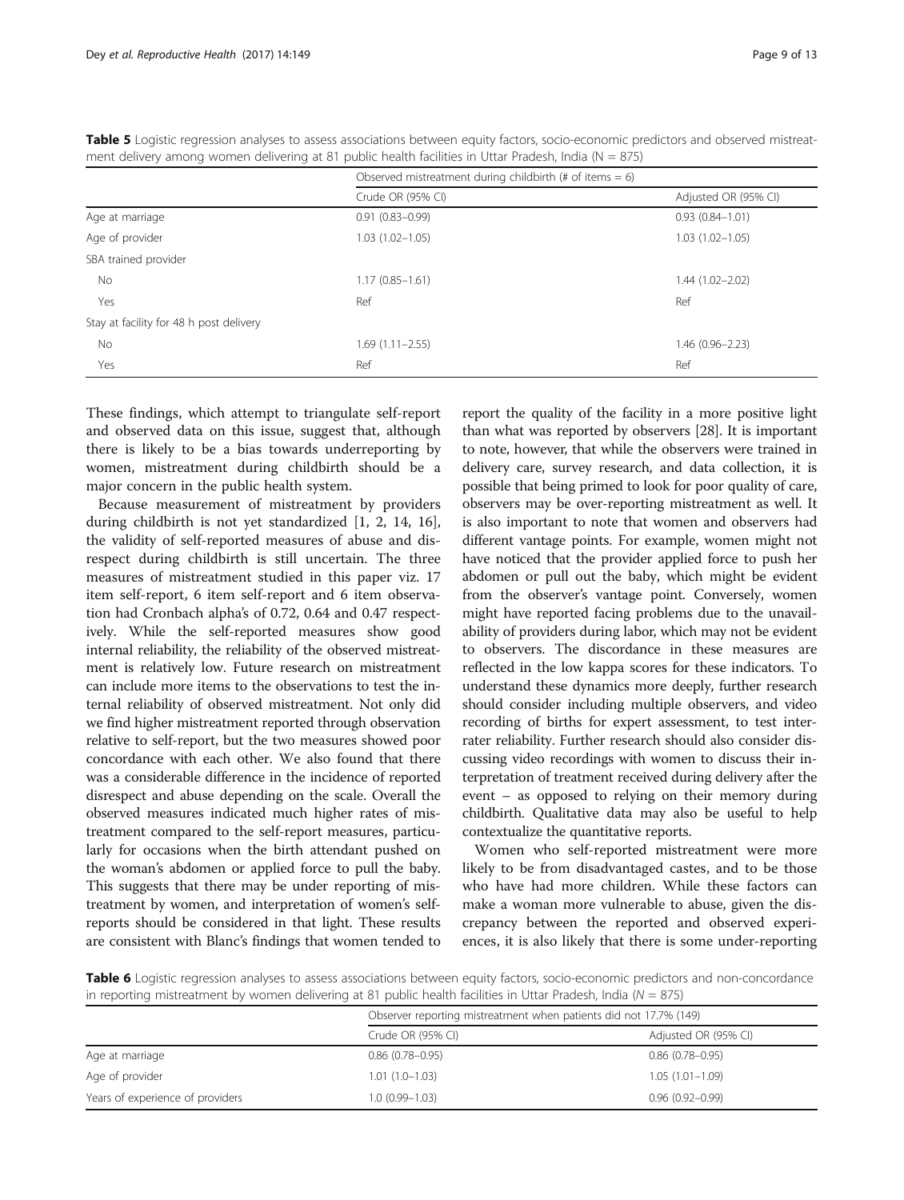**Table 5** Logistic regression analyses to assess associations between equity factors, socio-economic predictors and observed mistreatment delivery among women delivering at 81 public health facilities in Uttar Pradesh, India (N = 875)

| | Observed mistreatment during childbirth (# of items = 6) | |
|---|---|---|
| | Crude OR (95% CI) | Adjusted OR (95% CI) |
| Age at marriage | 0.91 (0.83–0.99) | 0.93 (0.84–1.01) |
| Age of provider | 1.03 (1.02–1.05) | 1.03 (1.02–1.05) |
| SBA trained provider | | |
| No | 1.17 (0.85–1.61) | 1.44 (1.02–2.02) |
| Yes | Ref | Ref |
| Stay at facility for 48 h post delivery | | |
| No | 1.69 (1.11–2.55) | 1.46 (0.96–2.23) |
| Yes | Ref | Ref |

These findings, which attempt to triangulate self-report and observed data on this issue, suggest that, although there is likely to be a bias towards underreporting by women, mistreatment during childbirth should be a major concern in the public health system.

Because measurement of mistreatment by providers during childbirth is not yet standardized [1, 2, 14, 16], the validity of self-reported measures of abuse and disrespect during childbirth is still uncertain. The three measures of mistreatment studied in this paper viz. 17 item self-report, 6 item self-report and 6 item observation had Cronbach alpha's of 0.72, 0.64 and 0.47 respectively. While the self-reported measures show good internal reliability, the reliability of the observed mistreatment is relatively low. Future research on mistreatment can include more items to the observations to test the internal reliability of observed mistreatment. Not only did we find higher mistreatment reported through observation relative to self-report, but the two measures showed poor concordance with each other. We also found that there was a considerable difference in the incidence of reported disrespect and abuse depending on the scale. Overall the observed measures indicated much higher rates of mistreatment compared to the self-report measures, particularly for occasions when the birth attendant pushed on the woman's abdomen or applied force to pull the baby. This suggests that there may be under reporting of mistreatment by women, and interpretation of women's self-reports should be considered in that light. These results are consistent with Blanc's findings that women tended to report the quality of the facility in a more positive light than what was reported by observers [28]. It is important to note, however, that while the observers were trained in delivery care, survey research, and data collection, it is possible that being primed to look for poor quality of care, observers may be over-reporting mistreatment as well. It is also important to note that women and observers had different vantage points. For example, women might not have noticed that the provider applied force to push her abdomen or pull out the baby, which might be evident from the observer's vantage point. Conversely, women might have reported facing problems due to the unavailability of providers during labor, which may not be evident to observers. The discordance in these measures are reflected in the low kappa scores for these indicators. To understand these dynamics more deeply, further research should consider including multiple observers, and video recording of births for expert assessment, to test inter-rater reliability. Further research should also consider discussing video recordings with women to discuss their interpretation of treatment received during delivery after the event – as opposed to relying on their memory during childbirth. Qualitative data may also be useful to help contextualize the quantitative reports.

Women who self-reported mistreatment were more likely to be from disadvantaged castes, and to be those who have had more children. While these factors can make a woman more vulnerable to abuse, given the discrepancy between the reported and observed experiences, it is also likely that there is some under-reporting

**Table 6** Logistic regression analyses to assess associations between equity factors, socio-economic predictors and non-concordance in reporting mistreatment by women delivering at 81 public health facilities in Uttar Pradesh, India (*N* = 875)

| | Observer reporting mistreatment when patients did not 17.7% (149) | |
|---|---|---|
| | Crude OR (95% CI) | Adjusted OR (95% CI) |
| Age at marriage | 0.86 (0.78–0.95) | 0.86 (0.78–0.95) |
| Age of provider | 1.01 (1.0–1.03) | 1.05 (1.01–1.09) |
| Years of experience of providers | 1.0 (0.99–1.03) | 0.96 (0.92–0.99) |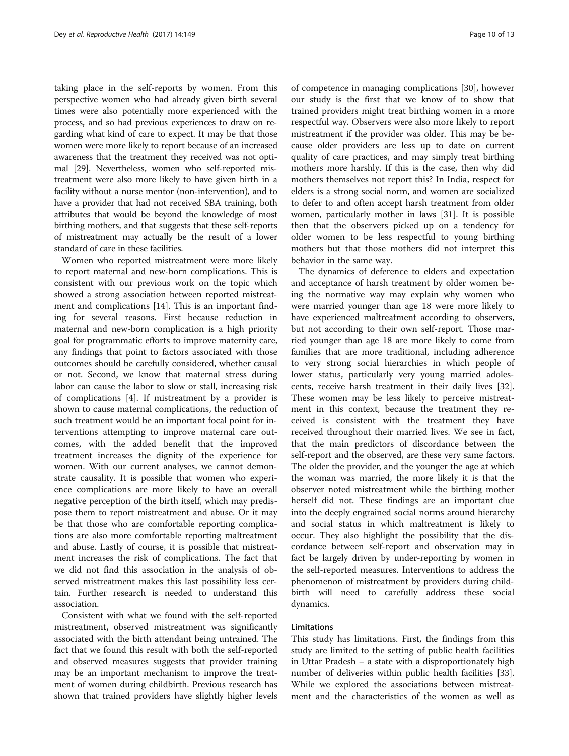taking place in the self-reports by women. From this perspective women who had already given birth several times were also potentially more experienced with the process, and so had previous experiences to draw on regarding what kind of care to expect. It may be that those women were more likely to report because of an increased awareness that the treatment they received was not optimal [29]. Nevertheless, women who self-reported mistreatment were also more likely to have given birth in a facility without a nurse mentor (non-intervention), and to have a provider that had not received SBA training, both attributes that would be beyond the knowledge of most birthing mothers, and that suggests that these self-reports of mistreatment may actually be the result of a lower standard of care in these facilities.

Women who reported mistreatment were more likely to report maternal and new-born complications. This is consistent with our previous work on the topic which showed a strong association between reported mistreatment and complications [14]. This is an important finding for several reasons. First because reduction in maternal and new-born complication is a high priority goal for programmatic efforts to improve maternity care, any findings that point to factors associated with those outcomes should be carefully considered, whether causal or not. Second, we know that maternal stress during labor can cause the labor to slow or stall, increasing risk of complications [4]. If mistreatment by a provider is shown to cause maternal complications, the reduction of such treatment would be an important focal point for interventions attempting to improve maternal care outcomes, with the added benefit that the improved treatment increases the dignity of the experience for women. With our current analyses, we cannot demonstrate causality. It is possible that women who experience complications are more likely to have an overall negative perception of the birth itself, which may predispose them to report mistreatment and abuse. Or it may be that those who are comfortable reporting complications are also more comfortable reporting maltreatment and abuse. Lastly of course, it is possible that mistreatment increases the risk of complications. The fact that we did not find this association in the analysis of observed mistreatment makes this last possibility less certain. Further research is needed to understand this association.

Consistent with what we found with the self-reported mistreatment, observed mistreatment was significantly associated with the birth attendant being untrained. The fact that we found this result with both the self-reported and observed measures suggests that provider training may be an important mechanism to improve the treatment of women during childbirth. Previous research has shown that trained providers have slightly higher levels of competence in managing complications [30], however our study is the first that we know of to show that trained providers might treat birthing women in a more respectful way. Observers were also more likely to report mistreatment if the provider was older. This may be because older providers are less up to date on current quality of care practices, and may simply treat birthing mothers more harshly. If this is the case, then why did mothers themselves not report this? In India, respect for elders is a strong social norm, and women are socialized to defer to and often accept harsh treatment from older women, particularly mother in laws [31]. It is possible then that the observers picked up on a tendency for older women to be less respectful to young birthing mothers but that those mothers did not interpret this behavior in the same way.

The dynamics of deference to elders and expectation and acceptance of harsh treatment by older women being the normative way may explain why women who were married younger than age 18 were more likely to have experienced maltreatment according to observers, but not according to their own self-report. Those married younger than age 18 are more likely to come from families that are more traditional, including adherence to very strong social hierarchies in which people of lower status, particularly very young married adolescents, receive harsh treatment in their daily lives [32]. These women may be less likely to perceive mistreatment in this context, because the treatment they received is consistent with the treatment they have received throughout their married lives. We see in fact, that the main predictors of discordance between the self-report and the observed, are these very same factors. The older the provider, and the younger the age at which the woman was married, the more likely it is that the observer noted mistreatment while the birthing mother herself did not. These findings are an important clue into the deeply engrained social norms around hierarchy and social status in which maltreatment is likely to occur. They also highlight the possibility that the discordance between self-report and observation may in fact be largely driven by under-reporting by women in the self-reported measures. Interventions to address the phenomenon of mistreatment by providers during childbirth will need to carefully address these social dynamics.

## Limitations

This study has limitations. First, the findings from this study are limited to the setting of public health facilities in Uttar Pradesh – a state with a disproportionately high number of deliveries within public health facilities [33]. While we explored the associations between mistreatment and the characteristics of the women as well as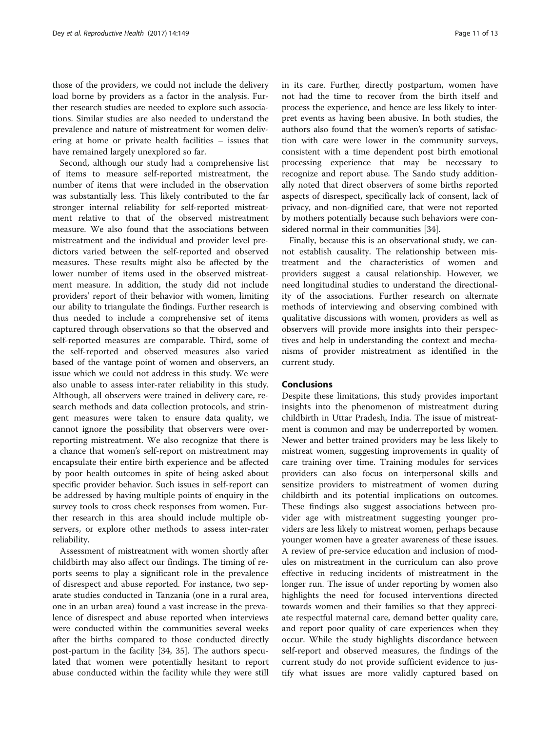those of the providers, we could not include the delivery load borne by providers as a factor in the analysis. Further research studies are needed to explore such associations. Similar studies are also needed to understand the prevalence and nature of mistreatment for women delivering at home or private health facilities – issues that have remained largely unexplored so far.

Second, although our study had a comprehensive list of items to measure self-reported mistreatment, the number of items that were included in the observation was substantially less. This likely contributed to the far stronger internal reliability for self-reported mistreatment relative to that of the observed mistreatment measure. We also found that the associations between mistreatment and the individual and provider level predictors varied between the self-reported and observed measures. These results might also be affected by the lower number of items used in the observed mistreatment measure. In addition, the study did not include providers' report of their behavior with women, limiting our ability to triangulate the findings. Further research is thus needed to include a comprehensive set of items captured through observations so that the observed and self-reported measures are comparable. Third, some of the self-reported and observed measures also varied based of the vantage point of women and observers, an issue which we could not address in this study. We were also unable to assess inter-rater reliability in this study. Although, all observers were trained in delivery care, research methods and data collection protocols, and stringent measures were taken to ensure data quality, we cannot ignore the possibility that observers were over-reporting mistreatment. We also recognize that there is a chance that women's self-report on mistreatment may encapsulate their entire birth experience and be affected by poor health outcomes in spite of being asked about specific provider behavior. Such issues in self-report can be addressed by having multiple points of enquiry in the survey tools to cross check responses from women. Further research in this area should include multiple observers, or explore other methods to assess inter-rater reliability.

Assessment of mistreatment with women shortly after childbirth may also affect our findings. The timing of reports seems to play a significant role in the prevalence of disrespect and abuse reported. For instance, two separate studies conducted in Tanzania (one in a rural area, one in an urban area) found a vast increase in the prevalence of disrespect and abuse reported when interviews were conducted within the communities several weeks after the births compared to those conducted directly post-partum in the facility [34, 35]. The authors speculated that women were potentially hesitant to report abuse conducted within the facility while they were still in its care. Further, directly postpartum, women have not had the time to recover from the birth itself and process the experience, and hence are less likely to interpret events as having been abusive. In both studies, the authors also found that the women's reports of satisfaction with care were lower in the community surveys, consistent with a time dependent post birth emotional processing experience that may be necessary to recognize and report abuse. The Sando study additionally noted that direct observers of some births reported aspects of disrespect, specifically lack of consent, lack of privacy, and non-dignified care, that were not reported by mothers potentially because such behaviors were considered normal in their communities [34].

Finally, because this is an observational study, we cannot establish causality. The relationship between mistreatment and the characteristics of women and providers suggest a causal relationship. However, we need longitudinal studies to understand the directionality of the associations. Further research on alternate methods of interviewing and observing combined with qualitative discussions with women, providers as well as observers will provide more insights into their perspectives and help in understanding the context and mechanisms of provider mistreatment as identified in the current study.

## Conclusions

Despite these limitations, this study provides important insights into the phenomenon of mistreatment during childbirth in Uttar Pradesh, India. The issue of mistreatment is common and may be underreported by women. Newer and better trained providers may be less likely to mistreat women, suggesting improvements in quality of care training over time. Training modules for services providers can also focus on interpersonal skills and sensitize providers to mistreatment of women during childbirth and its potential implications on outcomes. These findings also suggest associations between provider age with mistreatment suggesting younger providers are less likely to mistreat women, perhaps because younger women have a greater awareness of these issues. A review of pre-service education and inclusion of modules on mistreatment in the curriculum can also prove effective in reducing incidents of mistreatment in the longer run. The issue of under reporting by women also highlights the need for focused interventions directed towards women and their families so that they appreciate respectful maternal care, demand better quality care, and report poor quality of care experiences when they occur. While the study highlights discordance between self-report and observed measures, the findings of the current study do not provide sufficient evidence to justify what issues are more validly captured based on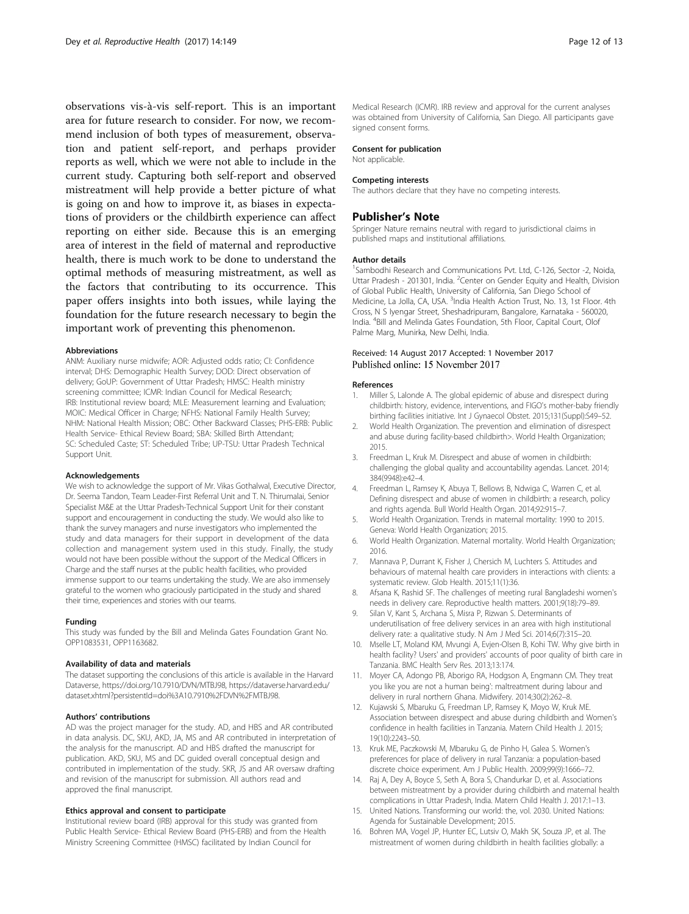observations vis-à-vis self-report. This is an important area for future research to consider. For now, we recommend inclusion of both types of measurement, observation and patient self-report, and perhaps provider reports as well, which we were not able to include in the current study. Capturing both self-report and observed mistreatment will help provide a better picture of what is going on and how to improve it, as biases in expectations of providers or the childbirth experience can affect reporting on either side. Because this is an emerging area of interest in the field of maternal and reproductive health, there is much work to be done to understand the optimal methods of measuring mistreatment, as well as the factors that contributing to its occurrence. This paper offers insights into both issues, while laying the foundation for the future research necessary to begin the important work of preventing this phenomenon.

#### Abbreviations

ANM: Auxiliary nurse midwife; AOR: Adjusted odds ratio; CI: Confidence interval; DHS: Demographic Health Survey; DOD: Direct observation of delivery; GoUP: Government of Uttar Pradesh; HMSC: Health ministry screening committee; ICMR: Indian Council for Medical Research; IRB: Institutional review board; MLE: Measurement learning and Evaluation; MOIC: Medical Officer in Charge; NFHS: National Family Health Survey; NHM: National Health Mission; OBC: Other Backward Classes; PHS-ERB: Public Health Service- Ethical Review Board; SBA: Skilled Birth Attendant; SC: Scheduled Caste; ST: Scheduled Tribe; UP-TSU: Uttar Pradesh Technical Support Unit.

#### Acknowledgements

We wish to acknowledge the support of Mr. Vikas Gothalwal, Executive Director, Dr. Seema Tandon, Team Leader-First Referral Unit and T. N. Thirumalai, Senior Specialist M&E at the Uttar Pradesh-Technical Support Unit for their constant support and encouragement in conducting the study. We would also like to thank the survey managers and nurse investigators who implemented the study and data managers for their support in development of the data collection and management system used in this study. Finally, the study would not have been possible without the support of the Medical Officers in Charge and the staff nurses at the public health facilities, who provided immense support to our teams undertaking the study. We are also immensely grateful to the women who graciously participated in the study and shared their time, experiences and stories with our teams.

#### Funding

This study was funded by the Bill and Melinda Gates Foundation Grant No. OPP1083531, OPP1163682.

#### Availability of data and materials

The dataset supporting the conclusions of this article is available in the Harvard Dataverse, https://doi.org/10.7910/DVN/MTBJ98, https://dataverse.harvard.edu/dataset.xhtml?persistentId=doi%3A10.7910%2FDVN%2FMTBJ98.

#### Authors' contributions

AD was the project manager for the study. AD, and HBS and AR contributed in data analysis. DC, SKU, AKD, JA, MS and AR contributed in interpretation of the analysis for the manuscript. AD and HBS drafted the manuscript for publication. AKD, SKU, MS and DC guided overall conceptual design and contributed in implementation of the study. SKR, JS and AR oversaw drafting and revision of the manuscript for submission. All authors read and approved the final manuscript.

#### Ethics approval and consent to participate

Institutional review board (IRB) approval for this study was granted from Public Health Service- Ethical Review Board (PHS-ERB) and from the Health Ministry Screening Committee (HMSC) facilitated by Indian Council for Medical Research (ICMR). IRB review and approval for the current analyses was obtained from University of California, San Diego. All participants gave signed consent forms.

#### Consent for publication

Not applicable.

#### Competing interests

The authors declare that they have no competing interests.

## Publisher's Note

Springer Nature remains neutral with regard to jurisdictional claims in published maps and institutional affiliations.

#### Author details

[1]Sambodhi Research and Communications Pvt. Ltd, C-126, Sector -2, Noida, Uttar Pradesh - 201301, India. [2]Center on Gender Equity and Health, Division of Global Public Health, University of California, San Diego School of Medicine, La Jolla, CA, USA. [3]India Health Action Trust, No. 13, 1st Floor. 4th Cross, N S Iyengar Street, Sheshadripuram, Bangalore, Karnataka - 560020, India. [4]Bill and Melinda Gates Foundation, 5th Floor, Capital Court, Olof Palme Marg, Munirka, New Delhi, India.

Received: 14 August 2017 Accepted: 1 November 2017
Published online: 15 November 2017

#### References

1. Miller S, Lalonde A. The global epidemic of abuse and disrespect during childbirth: history, evidence, interventions, and FIGO's mother-baby friendly birthing facilities initiative. Int J Gynaecol Obstet. 2015;131(Suppl):S49–52.
2. World Health Organization. The prevention and elimination of disrespect and abuse during facility-based childbirth>. World Health Organization; 2015.
3. Freedman L, Kruk M. Disrespect and abuse of women in childbirth: challenging the global quality and accountability agendas. Lancet. 2014; 384(9948):e42–4.
4. Freedman L, Ramsey K, Abuya T, Bellows B, Ndwiga C, Warren C, et al. Defining disrespect and abuse of women in childbirth: a research, policy and rights agenda. Bull World Health Organ. 2014;92:915–7.
5. World Health Organization. Trends in maternal mortality: 1990 to 2015. Geneva: World Health Organization; 2015.
6. World Health Organization. Maternal mortality. World Health Organization; 2016.
7. Mannava P, Durrant K, Fisher J, Chersich M, Luchters S. Attitudes and behaviours of maternal health care providers in interactions with clients: a systematic review. Glob Health. 2015;11(1):36.
8. Afsana K, Rashid SF. The challenges of meeting rural Bangladeshi women's needs in delivery care. Reproductive health matters. 2001;9(18):79–89.
9. Silan V, Kant S, Archana S, Misra P, Rizwan S. Determinants of underutilisation of free delivery services in an area with high institutional delivery rate: a qualitative study. N Am J Med Sci. 2014;6(7):315–20.
10. Mselle LT, Moland KM, Mvungi A, Evjen-Olsen B, Kohi TW. Why give birth in health facility? Users' and providers' accounts of poor quality of birth care in Tanzania. BMC Health Serv Res. 2013;13:174.
11. Moyer CA, Adongo PB, Aborigo RA, Hodgson A, Engmann CM. They treat you like you are not a human being': maltreatment during labour and delivery in rural northern Ghana. Midwifery. 2014;30(2):262–8.
12. Kujawski S, Mbaruku G, Freedman LP, Ramsey K, Moyo W, Kruk ME. Association between disrespect and abuse during childbirth and Women's confidence in health facilities in Tanzania. Matern Child Health J. 2015; 19(10):2243–50.
13. Kruk ME, Paczkowski M, Mbaruku G, de Pinho H, Galea S. Women's preferences for place of delivery in rural Tanzania: a population-based discrete choice experiment. Am J Public Health. 2009;99(9):1666–72.
14. Raj A, Dey A, Boyce S, Seth A, Bora S, Chandurkar D, et al. Associations between mistreatment by a provider during childbirth and maternal health complications in Uttar Pradesh, India. Matern Child Health J. 2017:1–13.
15. United Nations. Transforming our world: the, vol. 2030. United Nations: Agenda for Sustainable Development; 2015.
16. Bohren MA, Vogel JP, Hunter EC, Lutsiv O, Makh SK, Souza JP, et al. The mistreatment of women during childbirth in health facilities globally: a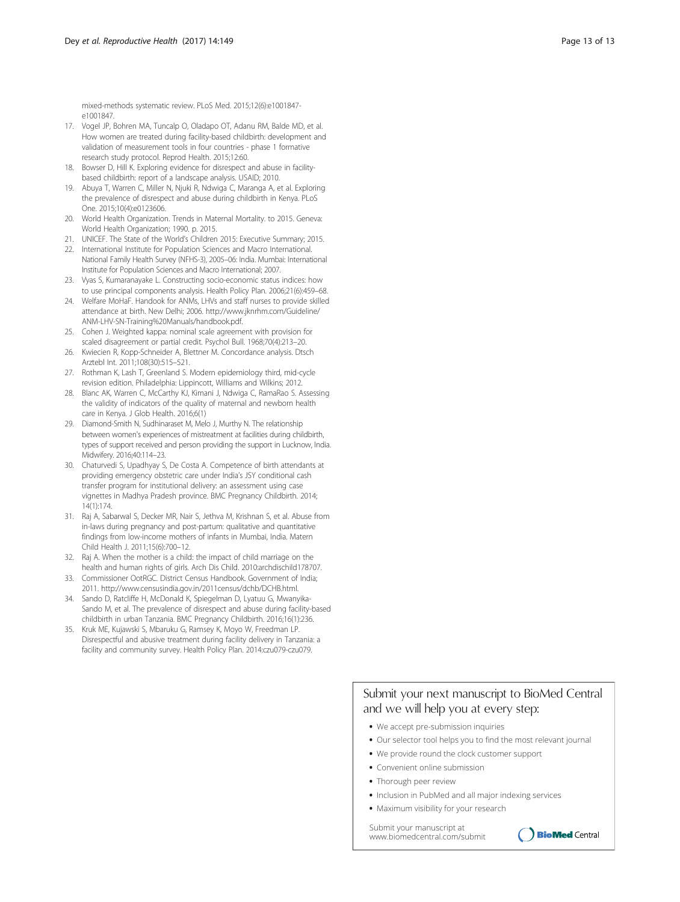mixed-methods systematic review. PLoS Med. 2015;12(6):e1001847-e1001847.

17. Vogel JP, Bohren MA, Tuncalp O, Oladapo OT, Adanu RM, Balde MD, et al. How women are treated during facility-based childbirth: development and validation of measurement tools in four countries - phase 1 formative research study protocol. Reprod Health. 2015;12:60.
18. Bowser D, Hill K. Exploring evidence for disrespect and abuse in facility-based childbirth: report of a landscape analysis. USAID; 2010.
19. Abuya T, Warren C, Miller N, Njuki R, Ndwiga C, Maranga A, et al. Exploring the prevalence of disrespect and abuse during childbirth in Kenya. PLoS One. 2015;10(4):e0123606.
20. World Health Organization. Trends in Maternal Mortality. to 2015. Geneva: World Health Organization; 1990. p. 2015.
21. UNICEF. The State of the World's Children 2015: Executive Summary; 2015.
22. International Institute for Population Sciences and Macro International. National Family Health Survey (NFHS-3), 2005–06: India. Mumbai: International Institute for Population Sciences and Macro International; 2007.
23. Vyas S, Kumaranayake L. Constructing socio-economic status indices: how to use principal components analysis. Health Policy Plan. 2006;21(6):459–68.
24. Welfare MoHaF. Handook for ANMs, LHVs and staff nurses to provide skilled attendance at birth. New Delhi; 2006. http://www.jknrhm.com/Guideline/ANM-LHV-SN-Training%20Manuals/handbook.pdf.
25. Cohen J. Weighted kappa: nominal scale agreement with provision for scaled disagreement or partial credit. Psychol Bull. 1968;70(4):213–20.
26. Kwiecien R, Kopp-Schneider A, Blettner M. Concordance analysis. Dtsch Arztebl Int. 2011;108(30):515–521.
27. Rothman K, Lash T, Greenland S. Modern epidemiology third, mid-cycle revision edition. Philadelphia: Lippincott, Williams and Wilkins; 2012.
28. Blanc AK, Warren C, McCarthy KJ, Kimani J, Ndwiga C, RamaRao S. Assessing the validity of indicators of the quality of maternal and newborn health care in Kenya. J Glob Health. 2016;6(1)
29. Diamond-Smith N, Sudhinaraset M, Melo J, Murthy N. The relationship between women's experiences of mistreatment at facilities during childbirth, types of support received and person providing the support in Lucknow, India. Midwifery. 2016;40:114–23.
30. Chaturvedi S, Upadhyay S, De Costa A. Competence of birth attendants at providing emergency obstetric care under India's JSY conditional cash transfer program for institutional delivery: an assessment using case vignettes in Madhya Pradesh province. BMC Pregnancy Childbirth. 2014; 14(1):174.
31. Raj A, Sabarwal S, Decker MR, Nair S, Jethva M, Krishnan S, et al. Abuse from in-laws during pregnancy and post-partum: qualitative and quantitative findings from low-income mothers of infants in Mumbai, India. Matern Child Health J. 2011;15(6):700–12.
32. Raj A. When the mother is a child: the impact of child marriage on the health and human rights of girls. Arch Dis Child. 2010:archdischild178707.
33. Commissioner OotRGC. District Census Handbook. Government of India; 2011. http://www.censusindia.gov.in/2011census/dchb/DCHB.html.
34. Sando D, Ratcliffe H, McDonald K, Spiegelman D, Lyatuu G, Mwanyika-Sando M, et al. The prevalence of disrespect and abuse during facility-based childbirth in urban Tanzania. BMC Pregnancy Childbirth. 2016;16(1):236.
35. Kruk ME, Kujawski S, Mbaruku G, Ramsey K, Moyo W, Freedman LP. Disrespectful and abusive treatment during facility delivery in Tanzania: a facility and community survey. Health Policy Plan. 2014:czu079-czu079.

Submit your next manuscript to BioMed Central and we will help you at every step:

- We accept pre-submission inquiries
- Our selector tool helps you to find the most relevant journal
- We provide round the clock customer support
- Convenient online submission
- Thorough peer review
- Inclusion in PubMed and all major indexing services
- Maximum visibility for your research

Submit your manuscript at www.biomedcentral.com/submit

BioMed Central